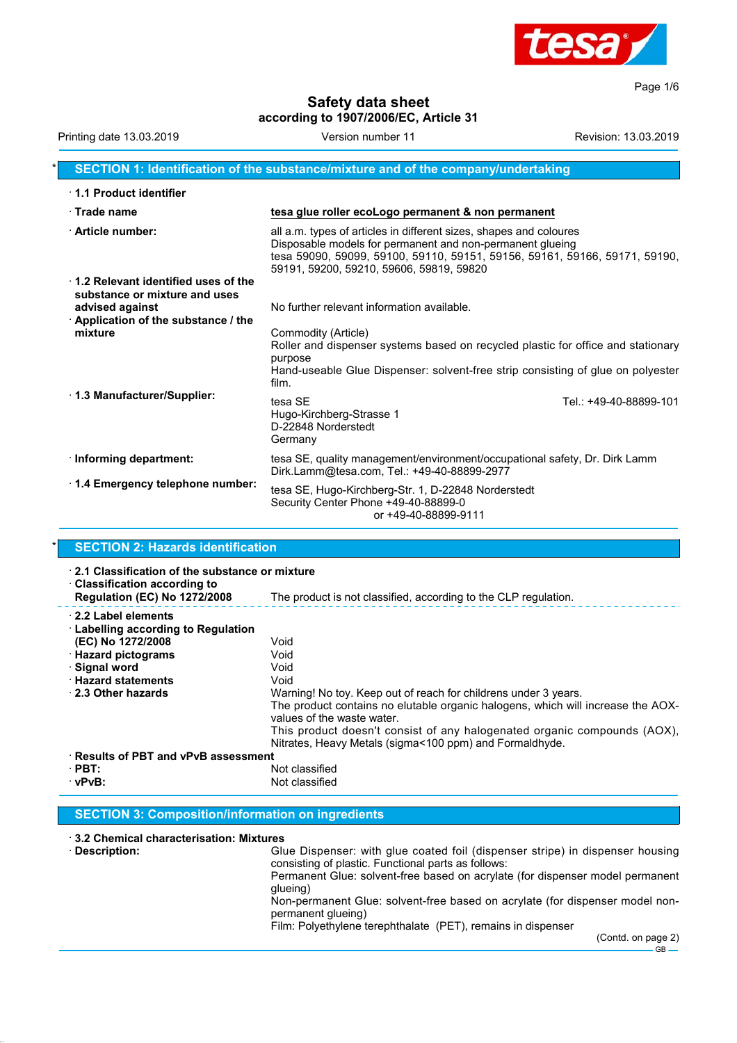# Safety data sheet

**according to 1907/2006/EC, Article 31**

Printing date 13.03.2019 | Version number 11 | Revision: 13.03.2019

## * SECTION 1: Identification of the substance/mixture and of the company/undertaking

· **1.1 Product identifier**

· **Trade name** **tesa glue roller ecoLogo permanent & non permanent**

· **Article number:**
all a.m. types of articles in different sizes, shapes and coloures
Disposable models for permanent and non-permanent glueing
tesa 59090, 59099, 59100, 59110, 59151, 59156, 59161, 59166, 59171, 59190, 59191, 59200, 59210, 59606, 59819, 59820

· **1.2 Relevant identified uses of the substance or mixture and uses advised against** No further relevant information available.

· **Application of the substance / the mixture**
Commodity (Article)
Roller and dispenser systems based on recycled plastic for office and stationary purpose
Hand-useable Glue Dispenser: solvent-free strip consisting of glue on polyester film.

· **1.3 Manufacturer/Supplier:**
tesa SE
Hugo-Kirchberg-Strasse 1
D-22848 Norderstedt
Germany
Tel.: +49-40-88899-101

· **Informing department:**
tesa SE, quality management/environment/occupational safety, Dr. Dirk Lamm
Dirk.Lamm@tesa.com, Tel.: +49-40-88899-2977

· **1.4 Emergency telephone number:**
tesa SE, Hugo-Kirchberg-Str. 1, D-22848 Norderstedt
Security Center Phone +49-40-88899-0
or +49-40-88899-9111

## * SECTION 2: Hazards identification

· **2.1 Classification of the substance or mixture**

· **Classification according to Regulation (EC) No 1272/2008** The product is not classified, according to the CLP regulation.

· **2.2 Label elements**

· **Labelling according to Regulation (EC) No 1272/2008** Void

· **Hazard pictograms** Void

· **Signal word** Void

· **Hazard statements** Void

· **2.3 Other hazards**
Warning! No toy. Keep out of reach for childrens under 3 years.
The product contains no elutable organic halogens, which will increase the AOX-values of the waste water.
This product doesn't consist of any halogenated organic compounds (AOX), Nitrates, Heavy Metals (sigma<100 ppm) and Formaldhyde.

· **Results of PBT and vPvB assessment**

· **PBT:** Not classified

· **vPvB:** Not classified

## SECTION 3: Composition/information on ingredients

· **3.2 Chemical characterisation: Mixtures**

· **Description:**
Glue Dispenser: with glue coated foil (dispenser stripe) in dispenser housing consisting of plastic. Functional parts as follows:
Permanent Glue: solvent-free based on acrylate (for dispenser model permanent glueing)
Non-permanent Glue: solvent-free based on acrylate (for dispenser model non-permanent glueing)
Film: Polyethylene terephthalate (PET), remains in dispenser

(Contd. on page 2)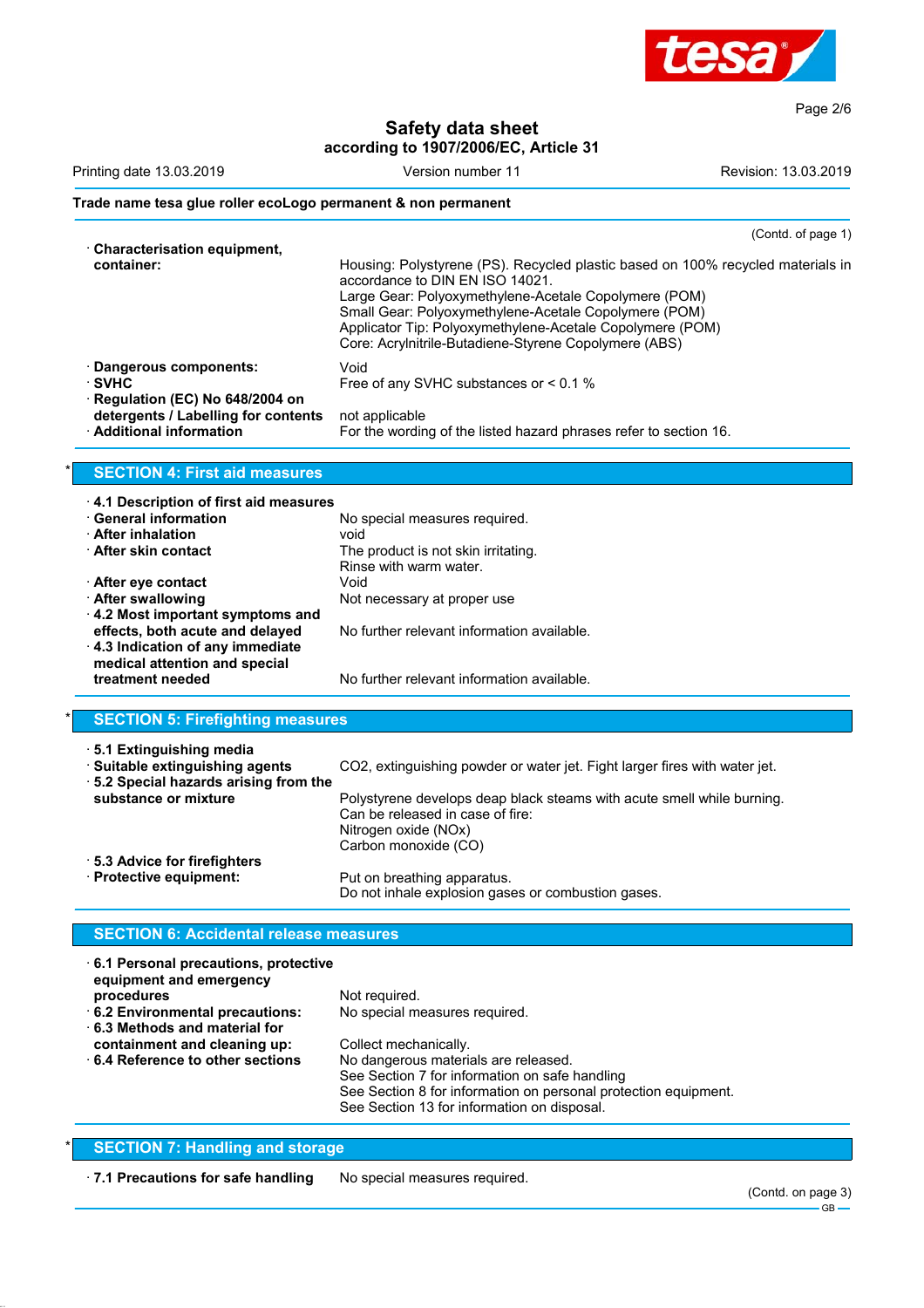**Trade name tesa glue roller ecoLogo permanent & non permanent**

(Contd. of page 1)

| | |
|---|---|
| · **Characterisation equipment, container:** | Housing: Polystyrene (PS). Recycled plastic based on 100% recycled materials in accordance to DIN EN ISO 14021.<br>Large Gear: Polyoxymethylene-Acetale Copolymere (POM)<br>Small Gear: Polyoxymethylene-Acetale Copolymere (POM)<br>Applicator Tip: Polyoxymethylene-Acetale Copolymere (POM)<br>Core: Acrylnitrile-Butadiene-Styrene Copolymere (ABS) |
| · **Dangerous components:** | Void |
| · **SVHC** | Free of any SVHC substances or < 0.1 % |
| · **Regulation (EC) No 648/2004 on detergents / Labelling for contents** | not applicable |
| · **Additional information** | For the wording of the listed hazard phrases refer to section 16. |

## * SECTION 4: First aid measures

| | |
|---|---|
| · **4.1 Description of first aid measures** | |
| · **General information** | No special measures required. |
| · **After inhalation** | void |
| · **After skin contact** | The product is not skin irritating.<br>Rinse with warm water. |
| · **After eye contact** | Void |
| · **After swallowing** | Not necessary at proper use |
| · **4.2 Most important symptoms and effects, both acute and delayed** | No further relevant information available. |
| · **4.3 Indication of any immediate medical attention and special treatment needed** | No further relevant information available. |

## * SECTION 5: Firefighting measures

| | |
|---|---|
| · **5.1 Extinguishing media** | |
| · **Suitable extinguishing agents** | $CO_2$, extinguishing powder or water jet. Fight larger fires with water jet. |
| · **5.2 Special hazards arising from the substance or mixture** | Polystyrene develops deap black steams with acute smell while burning.<br>Can be released in case of fire:<br>Nitrogen oxide (NOx)<br>Carbon monoxide (CO) |
| · **5.3 Advice for firefighters** | |
| · **Protective equipment:** | Put on breathing apparatus.<br>Do not inhale explosion gases or combustion gases. |

## SECTION 6: Accidental release measures

| | |
|---|---|
| · **6.1 Personal precautions, protective equipment and emergency procedures** | Not required. |
| · **6.2 Environmental precautions:** | No special measures required. |
| · **6.3 Methods and material for containment and cleaning up:** | Collect mechanically.<br>No dangerous materials are released. |
| · **6.4 Reference to other sections** | See Section 7 for information on safe handling<br>See Section 8 for information on personal protection equipment.<br>See Section 13 for information on disposal. |

## * SECTION 7: Handling and storage

| | |
|---|---|
| · **7.1 Precautions for safe handling** | No special measures required. |

(Contd. on page 3)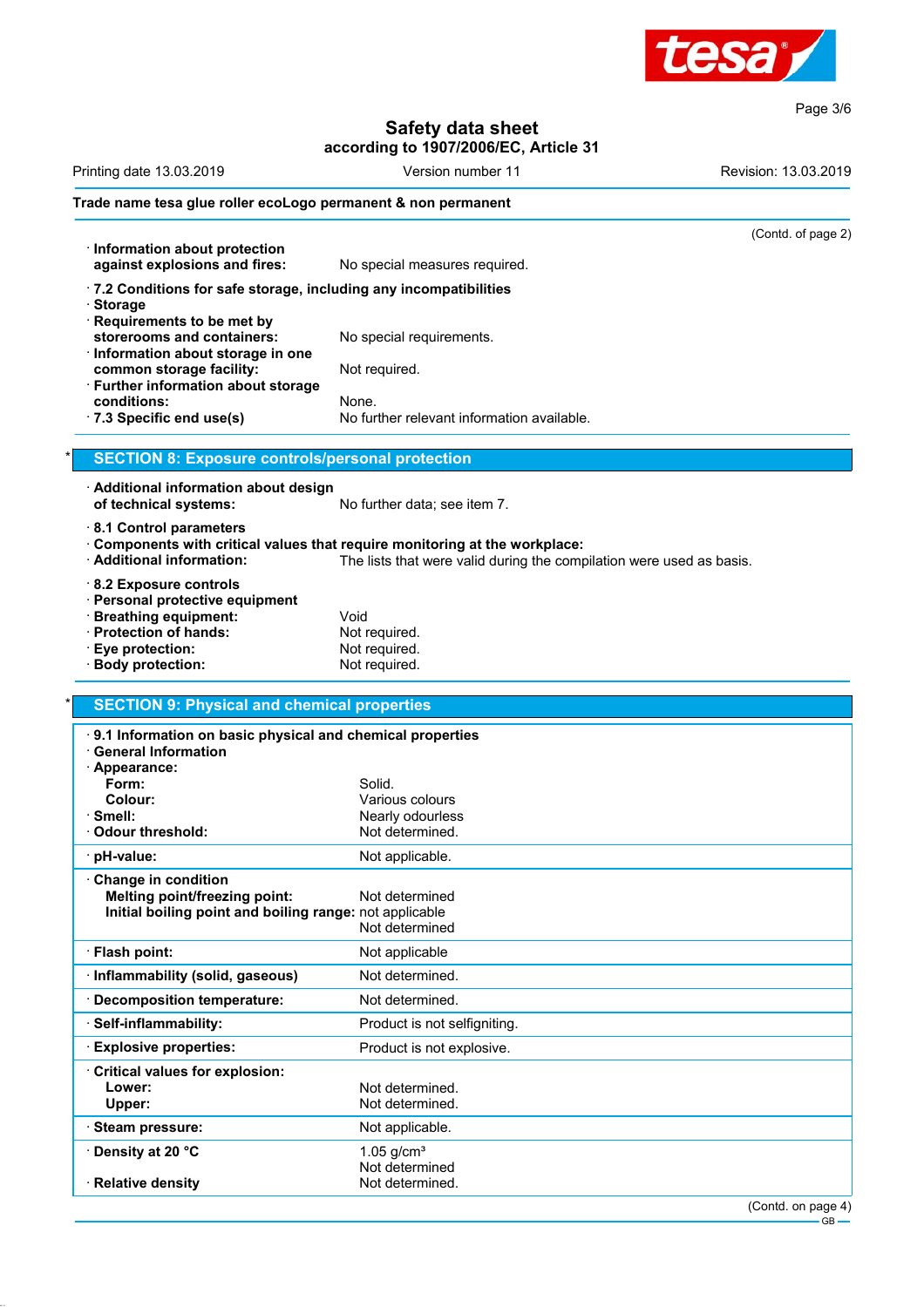**Trade name tesa glue roller ecoLogo permanent & non permanent**

(Contd. of page 2)

· **Information about protection against explosions and fires:** No special measures required.

· **7.2 Conditions for safe storage, including any incompatibilities**
· **Storage**
· **Requirements to be met by storerooms and containers:** No special requirements.
· **Information about storage in one common storage facility:** Not required.
· **Further information about storage conditions:** None.
· **7.3 Specific end use(s)** No further relevant information available.

## * SECTION 8: Exposure controls/personal protection

· **Additional information about design of technical systems:** No further data; see item 7.

· **8.1 Control parameters**
· **Components with critical values that require monitoring at the workplace:**
· **Additional information:** The lists that were valid during the compilation were used as basis.

· **8.2 Exposure controls**
· **Personal protective equipment**
· **Breathing equipment:** Void
· **Protection of hands:** Not required.
· **Eye protection:** Not required.
· **Body protection:** Not required.

## * SECTION 9: Physical and chemical properties

| | |
|---|---|
| · **9.1 Information on basic physical and chemical properties** | |
| · **General Information** | |
| · **Appearance:** | |
| **Form:** | Solid. |
| **Colour:** | Various colours |
| · **Smell:** | Nearly odourless |
| · **Odour threshold:** | Not determined. |
| · **pH-value:** | Not applicable. |
| · **Change in condition** | |
| **Melting point/freezing point:** | Not determined |
| **Initial boiling point and boiling range:** | not applicable<br>Not determined |
| · **Flash point:** | Not applicable |
| · **Inflammability (solid, gaseous)** | Not determined. |
| · **Decomposition temperature:** | Not determined. |
| · **Self-inflammability:** | Product is not selfigniting. |
| · **Explosive properties:** | Product is not explosive. |
| · **Critical values for explosion:** | |
| **Lower:** | Not determined. |
| **Upper:** | Not determined. |
| · **Steam pressure:** | Not applicable. |
| · **Density at 20 °C** | 1.05 g/cm³<br>Not determined |
| · **Relative density** | Not determined. |

(Contd. on page 4)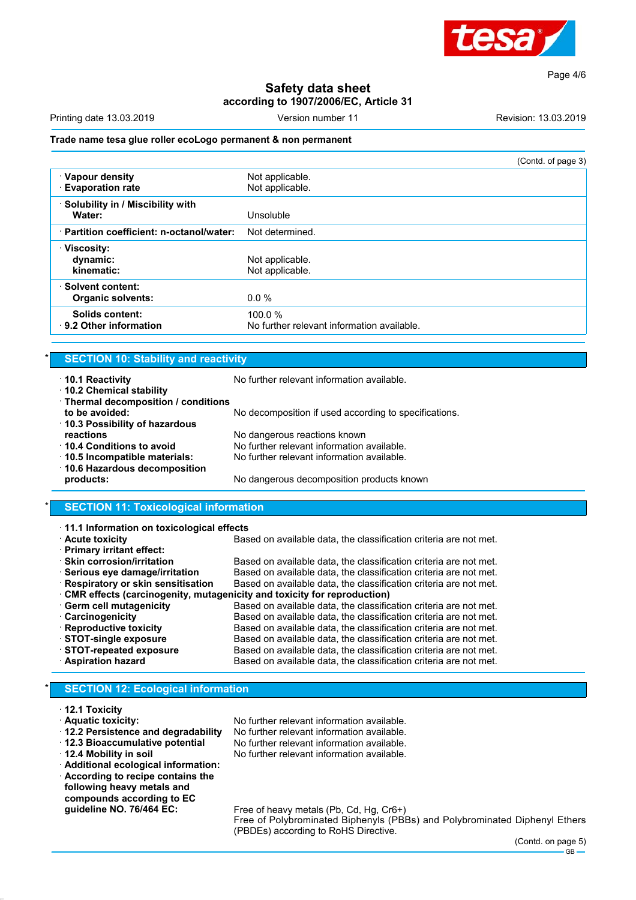Trade name tesa glue roller ecoLogo permanent & non permanent

(Contd. of page 3)

| | |
|---|---|
| · **Vapour density** | Not applicable. |
| · **Evaporation rate** | Not applicable. |
| · **Solubility in / Miscibility with Water:** | Unsoluble |
| · **Partition coefficient: n-octanol/water:** | Not determined. |
| · **Viscosity:** | |
| **dynamic:** | Not applicable. |
| **kinematic:** | Not applicable. |
| · **Solvent content:** | |
| **Organic solvents:** | 0.0 % |
| **Solids content:** | 100.0 % |
| · **9.2 Other information** | No further relevant information available. |

## * SECTION 10: Stability and reactivity

· **10.1 Reactivity** No further relevant information available.
· **10.2 Chemical stability**
· **Thermal decomposition / conditions to be avoided:** No decomposition if used according to specifications.
· **10.3 Possibility of hazardous reactions** No dangerous reactions known
· **10.4 Conditions to avoid** No further relevant information available.
· **10.5 Incompatible materials:** No further relevant information available.
· **10.6 Hazardous decomposition products:** No dangerous decomposition products known

## * SECTION 11: Toxicological information

· **11.1 Information on toxicological effects**
· **Acute toxicity** Based on available data, the classification criteria are not met.
· **Primary irritant effect:**
· **Skin corrosion/irritation** Based on available data, the classification criteria are not met.
· **Serious eye damage/irritation** Based on available data, the classification criteria are not met.
· **Respiratory or skin sensitisation** Based on available data, the classification criteria are not met.
· **CMR effects (carcinogenity, mutagenicity and toxicity for reproduction)**
· **Germ cell mutagenicity** Based on available data, the classification criteria are not met.
· **Carcinogenicity** Based on available data, the classification criteria are not met.
· **Reproductive toxicity** Based on available data, the classification criteria are not met.
· **STOT-single exposure** Based on available data, the classification criteria are not met.
· **STOT-repeated exposure** Based on available data, the classification criteria are not met.
· **Aspiration hazard** Based on available data, the classification criteria are not met.

## * SECTION 12: Ecological information

· **12.1 Toxicity**
· **Aquatic toxicity:** No further relevant information available.
· **12.2 Persistence and degradability** No further relevant information available.
· **12.3 Bioaccumulative potential** No further relevant information available.
· **12.4 Mobility in soil** No further relevant information available.
· **Additional ecological information:**
· **According to recipe contains the following heavy metals and compounds according to EC guideline NO. 76/464 EC:** Free of heavy metals (Pb, Cd, Hg, Cr6+)
Free of Polybrominated Biphenyls (PBBs) and Polybrominated Diphenyl Ethers (PBDEs) according to RoHS Directive.

(Contd. on page 5)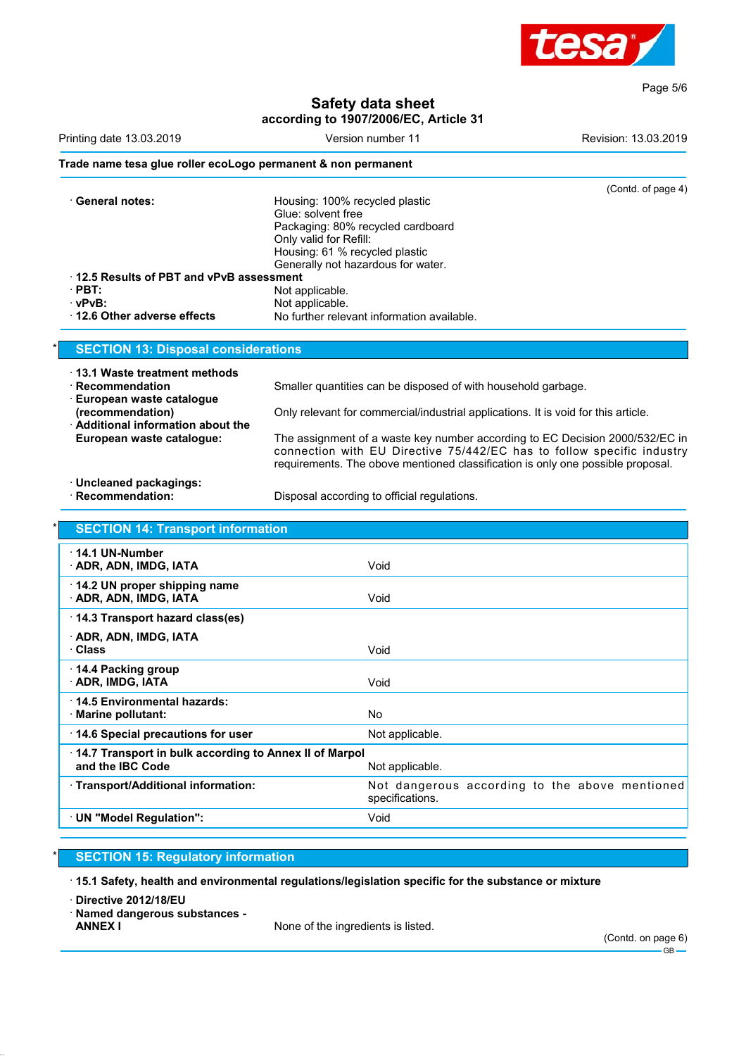Trade name tesa glue roller ecoLogo permanent & non permanent

(Contd. of page 4)

· **General notes:** Housing: 100% recycled plastic
Glue: solvent free
Packaging: 80% recycled cardboard
Only valid for Refill:
Housing: 61 % recycled plastic
Generally not hazardous for water.

· **12.5 Results of PBT and vPvB assessment**
· **PBT:** Not applicable.
· **vPvB:** Not applicable.
· **12.6 Other adverse effects** No further relevant information available.

## * SECTION 13: Disposal considerations

· **13.1 Waste treatment methods**
· **Recommendation** Smaller quantities can be disposed of with household garbage.
· **European waste catalogue (recommendation)** Only relevant for commercial/industrial applications. It is void for this article.
· **Additional information about the European waste catalogue:** The assignment of a waste key number according to EC Decision 2000/532/EC in connection with EU Directive 75/442/EC has to follow specific industry requirements. The above mentioned classification is only one possible proposal.

· **Uncleaned packagings:**
· **Recommendation:** Disposal according to official regulations.

## * SECTION 14: Transport information

| | |
|---|---|
| · **14.1 UN-Number**<br>· **ADR, ADN, IMDG, IATA** | Void |
| · **14.2 UN proper shipping name**<br>· **ADR, ADN, IMDG, IATA** | Void |
| · **14.3 Transport hazard class(es)**<br>· **ADR, ADN, IMDG, IATA**<br>· **Class** | Void |
| · **14.4 Packing group**<br>· **ADR, IMDG, IATA** | Void |
| · **14.5 Environmental hazards:**<br>· **Marine pollutant:** | No |
| · **14.6 Special precautions for user** | Not applicable. |
| · **14.7 Transport in bulk according to Annex II of Marpol and the IBC Code** | Not applicable. |
| · **Transport/Additional information:** | Not dangerous according to the above mentioned specifications. |
| · **UN "Model Regulation":** | Void |

## * SECTION 15: Regulatory information

· **15.1 Safety, health and environmental regulations/legislation specific for the substance or mixture**

· **Directive 2012/18/EU**
· **Named dangerous substances - ANNEX I** None of the ingredients is listed.

(Contd. on page 6)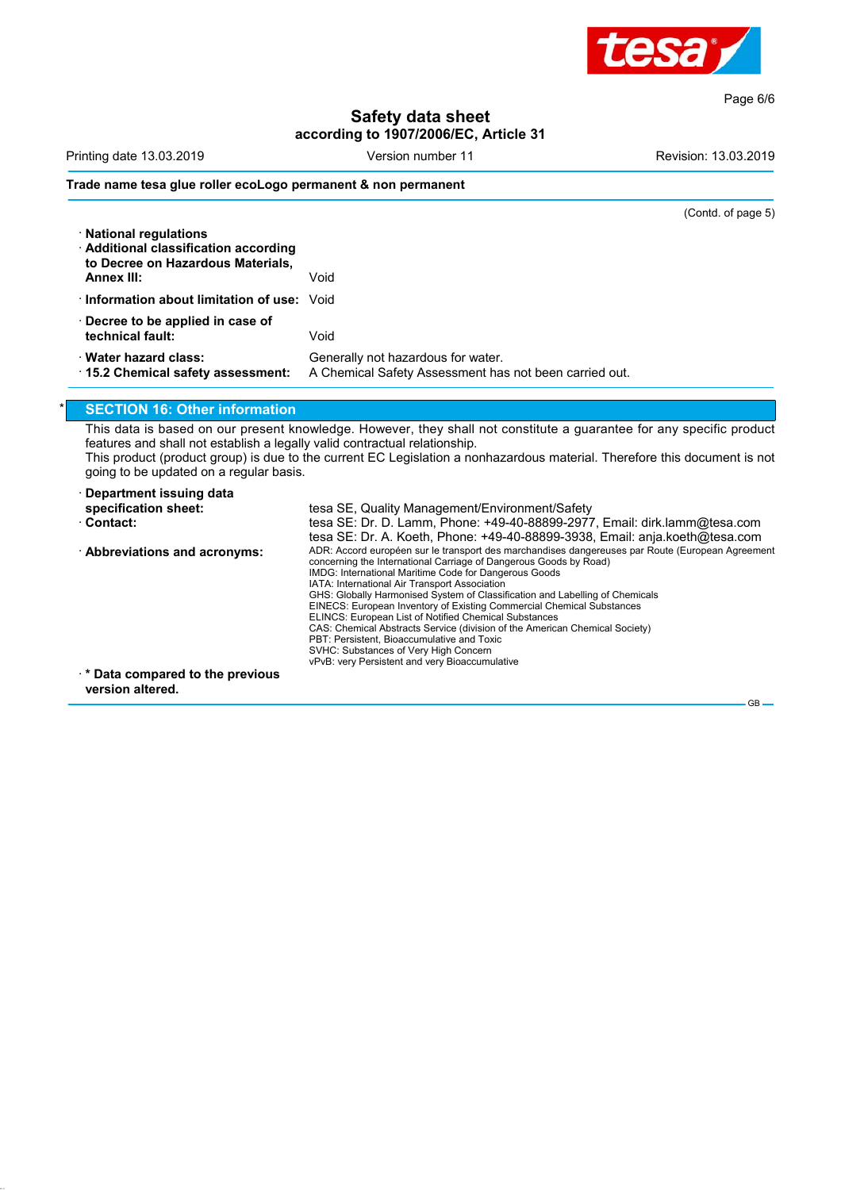**Trade name tesa glue roller ecoLogo permanent & non permanent**

(Contd. of page 5)

· **National regulations**

· **Additional classification according to Decree on Hazardous Materials, Annex III:** Void

· **Information about limitation of use:** Void

· **Decree to be applied in case of technical fault:** Void

· **Water hazard class:** Generally not hazardous for water.

· **15.2 Chemical safety assessment:** A Chemical Safety Assessment has not been carried out.

## * SECTION 16: Other information

This data is based on our present knowledge. However, they shall not constitute a guarantee for any specific product features and shall not establish a legally valid contractual relationship.
This product (product group) is due to the current EC Legislation a nonhazardous material. Therefore this document is not going to be updated on a regular basis.

· **Department issuing data specification sheet:** tesa SE, Quality Management/Environment/Safety

· **Contact:**
tesa SE: Dr. D. Lamm, Phone: +49-40-88899-2977, Email: dirk.lamm@tesa.com
tesa SE: Dr. A. Koeth, Phone: +49-40-88899-3938, Email: anja.koeth@tesa.com

· **Abbreviations and acronyms:**
ADR: Accord européen sur le transport des marchandises dangereuses par Route (European Agreement concerning the International Carriage of Dangerous Goods by Road)
IMDG: International Maritime Code for Dangerous Goods
IATA: International Air Transport Association
GHS: Globally Harmonised System of Classification and Labelling of Chemicals
EINECS: European Inventory of Existing Commercial Chemical Substances
ELINCS: European List of Notified Chemical Substances
CAS: Chemical Abstracts Service (division of the American Chemical Society)
PBT: Persistent, Bioaccumulative and Toxic
SVHC: Substances of Very High Concern
vPvB: very Persistent and very Bioaccumulative

· **\* Data compared to the previous version altered.**

GB